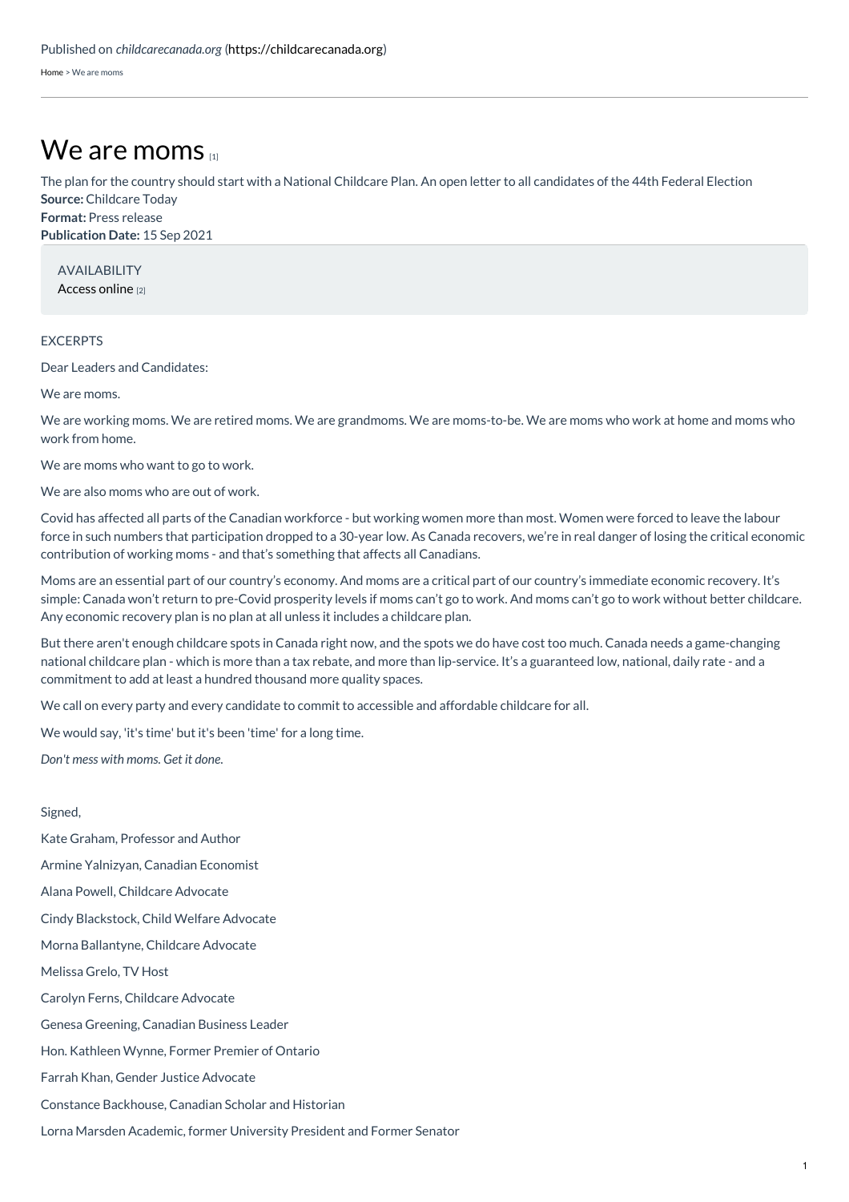Published on *childcarecanada.org* (https://childcarecanada.org)

Home > We are moms

# We are moms [1]

The plan for the country should start with a National Childcare Plan. An open letter to all candidates of the 44th Federal Election
**Source:** Childcare Today
**Format:** Press release
**Publication Date:** 15 Sep 2021

AVAILABILITY
Access online [2]

EXCERPTS

Dear Leaders and Candidates:

We are moms.

We are working moms. We are retired moms. We are grandmoms. We are moms-to-be. We are moms who work at home and moms who work from home.

We are moms who want to go to work.

We are also moms who are out of work.

Covid has affected all parts of the Canadian workforce - but working women more than most. Women were forced to leave the labour force in such numbers that participation dropped to a 30-year low. As Canada recovers, we're in real danger of losing the critical economic contribution of working moms - and that's something that affects all Canadians.

Moms are an essential part of our country's economy. And moms are a critical part of our country's immediate economic recovery. It's simple: Canada won't return to pre-Covid prosperity levels if moms can't go to work. And moms can't go to work without better childcare. Any economic recovery plan is no plan at all unless it includes a childcare plan.

But there aren't enough childcare spots in Canada right now, and the spots we do have cost too much. Canada needs a game-changing national childcare plan - which is more than a tax rebate, and more than lip-service. It's a guaranteed low, national, daily rate - and a commitment to add at least a hundred thousand more quality spaces.

We call on every party and every candidate to commit to accessible and affordable childcare for all.

We would say, 'it's time' but it's been 'time' for a long time.

*Don't mess with moms. Get it done.*

Signed,

Kate Graham, Professor and Author

Armine Yalnizyan, Canadian Economist

Alana Powell, Childcare Advocate

Cindy Blackstock, Child Welfare Advocate

Morna Ballantyne, Childcare Advocate

Melissa Grelo, TV Host

Carolyn Ferns, Childcare Advocate

Genesa Greening, Canadian Business Leader

Hon. Kathleen Wynne, Former Premier of Ontario

Farrah Khan, Gender Justice Advocate

Constance Backhouse, Canadian Scholar and Historian

Lorna Marsden Academic, former University President and Former Senator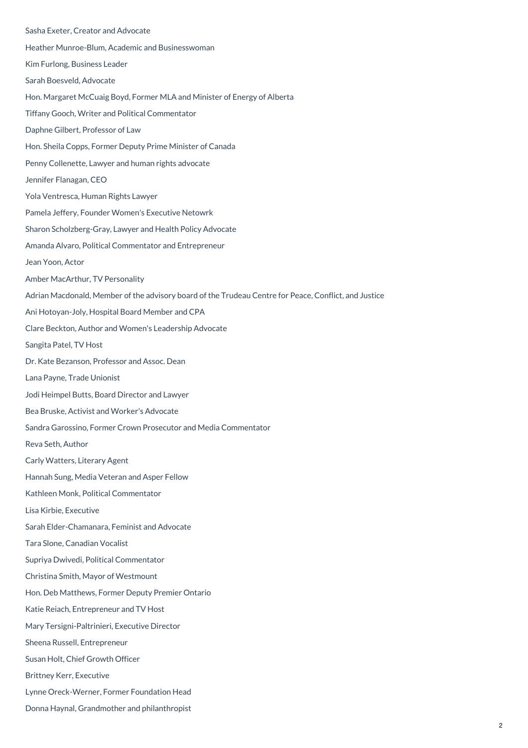Sasha Exeter, Creator and Advocate

Heather Munroe-Blum, Academic and Businesswoman

Kim Furlong, Business Leader

Sarah Boesveld, Advocate

Hon. Margaret McCuaig Boyd, Former MLA and Minister of Energy of Alberta

Tiffany Gooch, Writer and Political Commentator

Daphne Gilbert, Professor of Law

Hon. Sheila Copps, Former Deputy Prime Minister of Canada

Penny Collenette, Lawyer and human rights advocate

Jennifer Flanagan, CEO

Yola Ventresca, Human Rights Lawyer

Pamela Jeffery, Founder Women's Executive Netowrk

Sharon Scholzberg-Gray, Lawyer and Health Policy Advocate

Amanda Alvaro, Political Commentator and Entrepreneur

Jean Yoon, Actor

Amber MacArthur, TV Personality

Adrian Macdonald, Member of the advisory board of the Trudeau Centre for Peace, Conflict, and Justice

Ani Hotoyan-Joly, Hospital Board Member and CPA

Clare Beckton, Author and Women's Leadership Advocate

Sangita Patel, TV Host

Dr. Kate Bezanson, Professor and Assoc. Dean

Lana Payne, Trade Unionist

Jodi Heimpel Butts, Board Director and Lawyer

Bea Bruske, Activist and Worker's Advocate

Sandra Garossino, Former Crown Prosecutor and Media Commentator

Reva Seth, Author

Carly Watters, Literary Agent

Hannah Sung, Media Veteran and Asper Fellow

Kathleen Monk, Political Commentator

Lisa Kirbie, Executive

Sarah Elder-Chamanara, Feminist and Advocate

Tara Slone, Canadian Vocalist

Supriya Dwivedi, Political Commentator

Christina Smith, Mayor of Westmount

Hon. Deb Matthews, Former Deputy Premier Ontario

Katie Reiach, Entrepreneur and TV Host

Mary Tersigni-Paltrinieri, Executive Director

Sheena Russell, Entrepreneur

Susan Holt, Chief Growth Officer

Brittney Kerr, Executive

Lynne Oreck-Werner, Former Foundation Head

Donna Haynal, Grandmother and philanthropist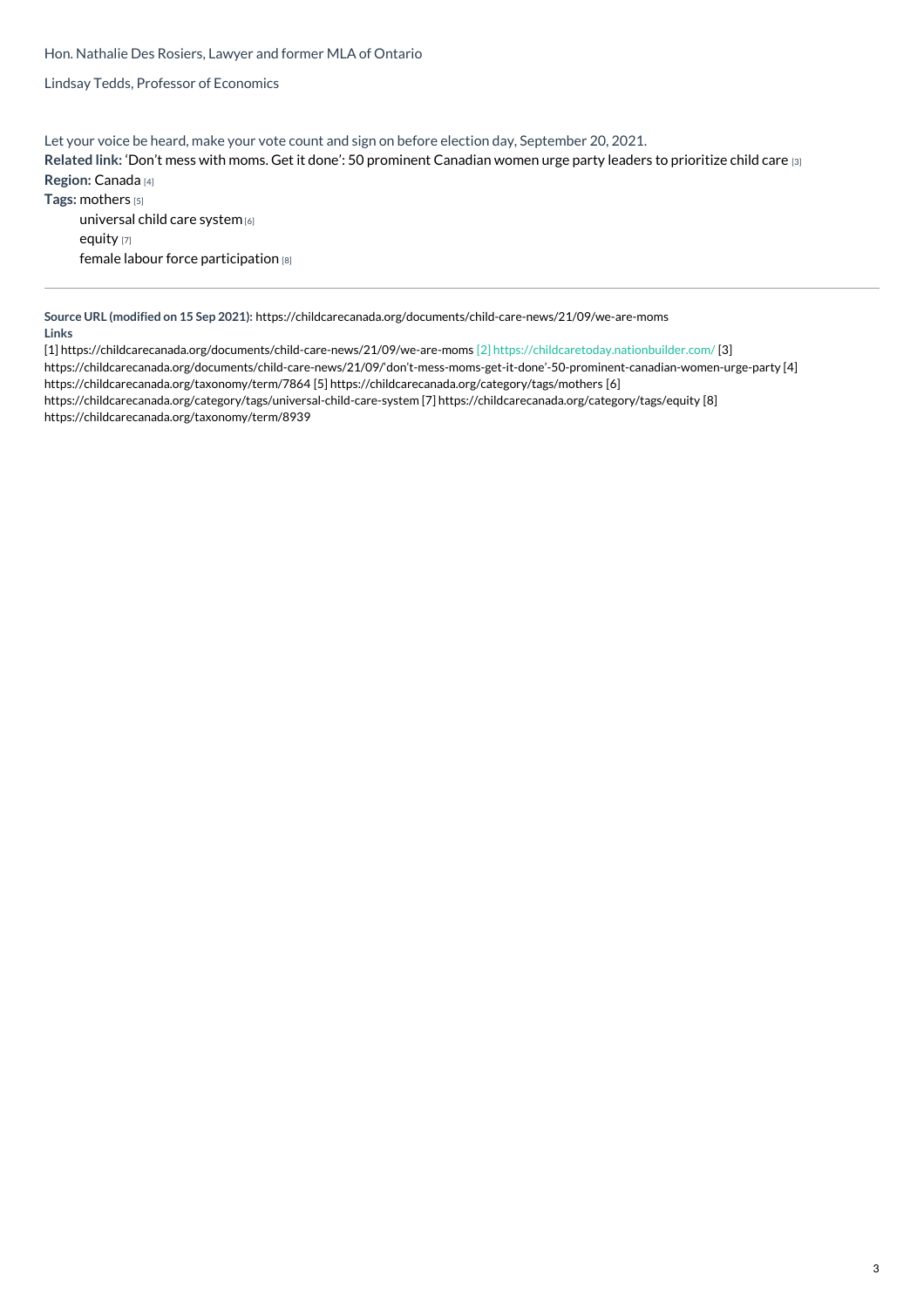Hon. Nathalie Des Rosiers, Lawyer and former MLA of Ontario

Lindsay Tedds, Professor of Economics

Let your voice be heard, make your vote count and sign on before election day, September 20, 2021.

**Related link:** 'Don't mess with moms. Get it done': 50 prominent Canadian women urge party leaders to prioritize child care [3]

**Region:** Canada [4]

**Tags:** mothers [5]

universal child care system [6]

equity [7]

female labour force participation [8]

---

**Source URL (modified on 15 Sep 2021):** https://childcarecanada.org/documents/child-care-news/21/09/we-are-moms

**Links**

[1] https://childcarecanada.org/documents/child-care-news/21/09/we-are-moms [2] https://childcaretoday.nationbuilder.com/ [3] https://childcarecanada.org/documents/child-care-news/21/09/'don't-mess-moms-get-it-done'-50-prominent-canadian-women-urge-party [4] https://childcarecanada.org/taxonomy/term/7864 [5] https://childcarecanada.org/category/tags/mothers [6] https://childcarecanada.org/category/tags/universal-child-care-system [7] https://childcarecanada.org/category/tags/equity [8] https://childcarecanada.org/taxonomy/term/8939